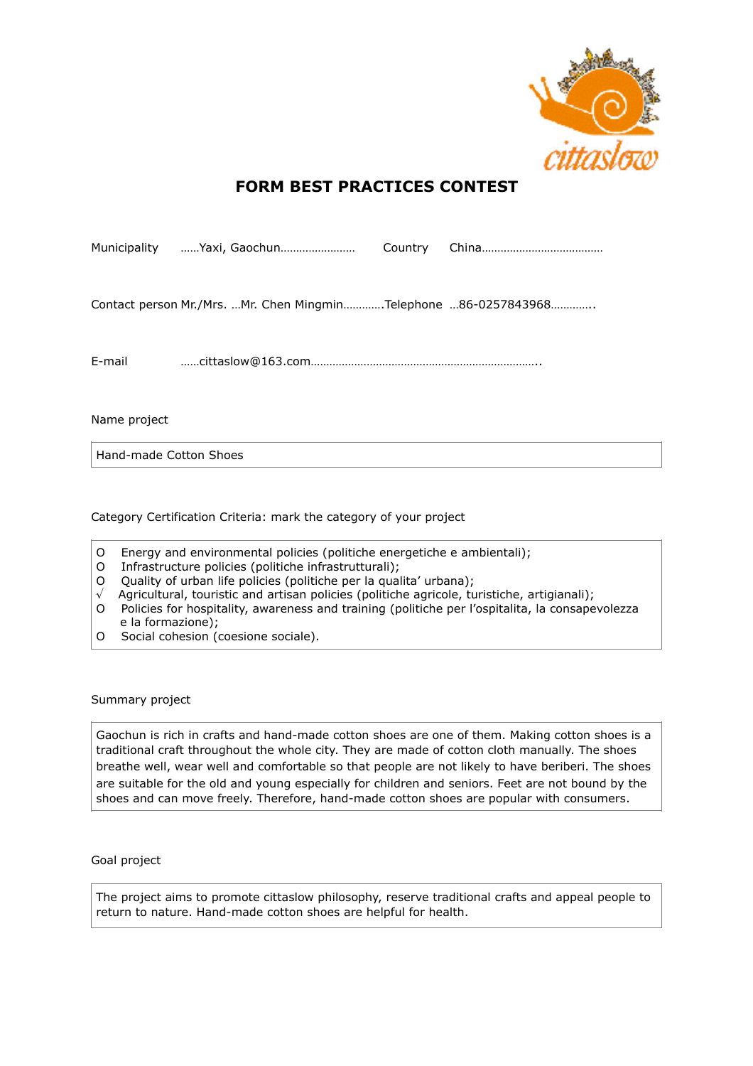# FORM BEST PRACTICES CONTEST

Municipality ……Yaxi, Gaochun…………………… Country China…………………………………

Contact person Mr./Mrs. …Mr. Chen Mingmin………….Telephone …86-0257843968…………..

E-mail ……cittaslow@163.com……………………………………………………………..

Name project

Hand-made Cotton Shoes

Category Certification Criteria: mark the category of your project

- O Energy and environmental policies (politiche energetiche e ambientali);
- O Infrastructure policies (politiche infrastrutturali);
- O Quality of urban life policies (politiche per la qualita' urbana);
- √ Agricultural, touristic and artisan policies (politiche agricole, turistiche, artigianali);
- O Policies for hospitality, awareness and training (politiche per l'ospitalita, la consapevolezza e la formazione);
- O Social cohesion (coesione sociale).

Summary project

Gaochun is rich in crafts and hand-made cotton shoes are one of them. Making cotton shoes is a traditional craft throughout the whole city. They are made of cotton cloth manually. The shoes breathe well, wear well and comfortable so that people are not likely to have beriberi. The shoes are suitable for the old and young especially for children and seniors. Feet are not bound by the shoes and can move freely. Therefore, hand-made cotton shoes are popular with consumers.

Goal project

The project aims to promote cittaslow philosophy, reserve traditional crafts and appeal people to return to nature. Hand-made cotton shoes are helpful for health.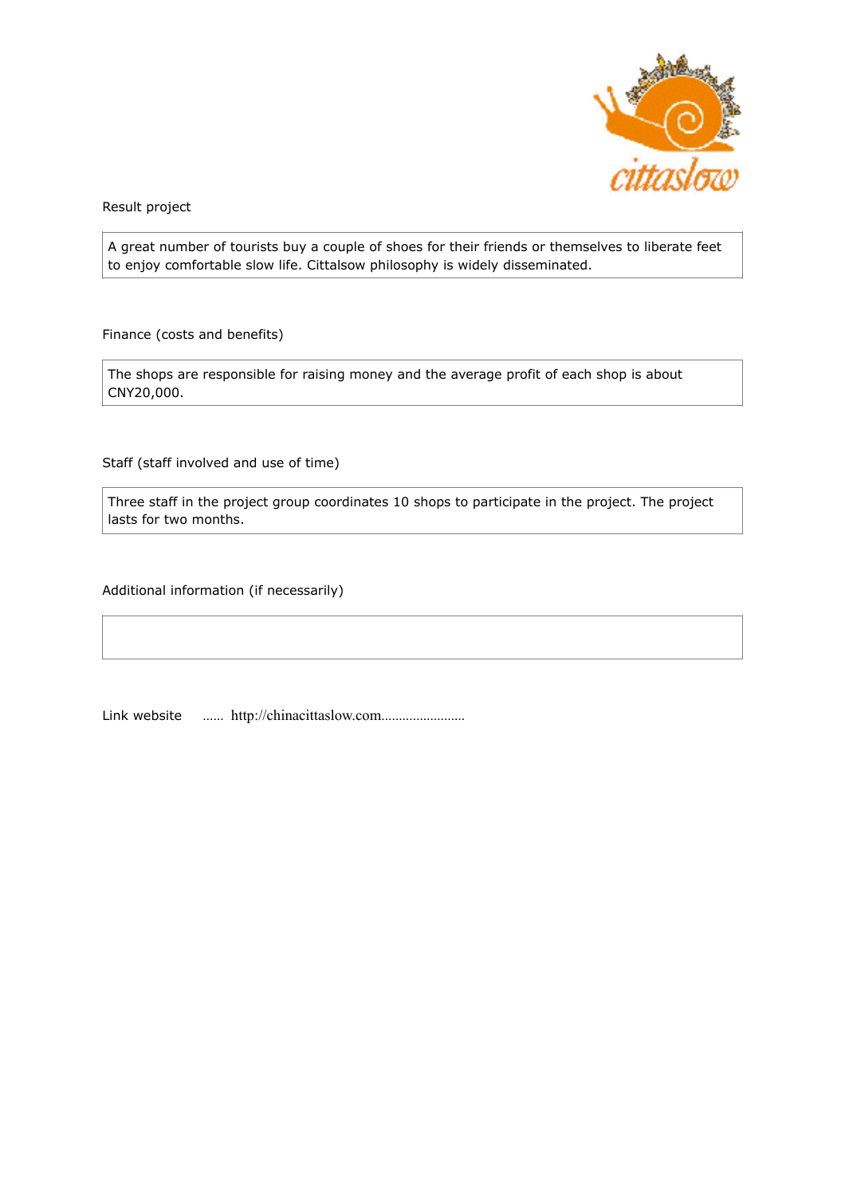Result project

A great number of tourists buy a couple of shoes for their friends or themselves to liberate feet to enjoy comfortable slow life. Cittalsow philosophy is widely disseminated.

Finance (costs and benefits)

The shops are responsible for raising money and the average profit of each shop is about CNY20,000.

Staff (staff involved and use of time)

Three staff in the project group coordinates 10 shops to participate in the project. The project lasts for two months.

Additional information (if necessarily)

Link website ...... http://chinacittaslow.com........................